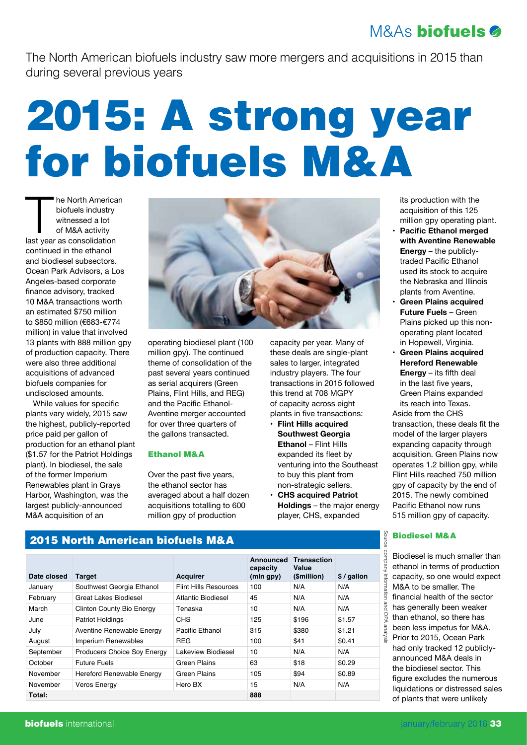The North American biofuels industry saw more mergers and acquisitions in 2015 than during several previous years

# 2015: A strong year for biofuels M&A

The North American biofuels industry witnessed a lot of M&A activity last year as consolidation continued in the ethanol and biodiesel subsectors. Ocean Park Advisors, a Los Angeles-based corporate finance advisory, tracked 10 M&A transactions worth an estimated $750 million to $850 million (€683-€774 million) in value that involved 13 plants with 888 million gpy of production capacity. There were also three additional acquisitions of advanced biofuels companies for undisclosed amounts.

While values for specific plants vary widely, 2015 saw the highest, publicly-reported price paid per gallon of production for an ethanol plant ($1.57 for the Patriot Holdings plant). In biodiesel, the sale of the former Imperium Renewables plant in Grays Harbor, Washington, was the largest publicly-announced M&A acquisition of an operating biodiesel plant (100 million gpy). The continued theme of consolidation of the past several years continued as serial acquirers (Green Plains, Flint Hills, and REG) and the Pacific Ethanol-Aventine merger accounted for over three quarters of the gallons transacted.

### Ethanol M&A

Over the past five years, the ethanol sector has averaged about a half dozen acquisitions totalling to 600 million gpy of production capacity per year. Many of these deals are single-plant sales to larger, integrated industry players. The four transactions in 2015 followed this trend at 708 MGPY of capacity across eight plants in five transactions:

- **Flint Hills acquired Southwest Georgia Ethanol** – Flint Hills expanded its fleet by venturing into the Southeast to buy this plant from non-strategic sellers.
- **CHS acquired Patriot Holdings** – the major energy player, CHS, expanded its production with the acquisition of this 125 million gpy operating plant.
- **Pacific Ethanol merged with Aventine Renewable Energy** – the publicly-traded Pacific Ethanol used its stock to acquire the Nebraska and Illinois plants from Aventine.
- **Green Plains acquired Future Fuels** – Green Plains picked up this non-operating plant located in Hopewell, Virginia.
- **Green Plains acquired Hereford Renewable Energy** – its fifth deal in the last five years, Green Plains expanded its reach into Texas.

Aside from the CHS transaction, these deals fit the model of the larger players expanding capacity through acquisition. Green Plains now operates 1.2 billion gpy, while Flint Hills reached 750 million gpy of capacity by the end of 2015. The newly combined Pacific Ethanol now runs 515 million gpy of capacity.

### 2015 North American biofuels M&A

| Date closed | Target | Acquirer | Announced capacity (mln gpy) | Transaction Value ($million) | $ / gallon |
|---|---|---|---|---|---|
| January | Southwest Georgia Ethanol | Flint Hills Resources | 100 | N/A | N/A |
| February | Great Lakes Biodiesel | Atlantic Biodiesel | 45 | N/A | N/A |
| March | Clinton County Bio Energy | Tenaska | 10 | N/A | N/A |
| June | Patriot Holdings | CHS | 125 | $196 | $1.57 |
| July | Aventine Renewable Energy | Pacific Ethanol | 315 | $380 | $1.21 |
| August | Imperium Renewables | REG | 100 | $41 | $0.41 |
| September | Producers Choice Soy Energy | Lakeview Biodiesel | 10 | N/A | N/A |
| October | Future Fuels | Green Plains | 63 | $18 | $0.29 |
| November | Hereford Renewable Energy | Green Plains | 105 | $94 | $0.89 |
| November | Veros Energy | Hero BX | 15 | N/A | N/A |
| **Total:** | | | **888** | | |

Source: company information and OPA analysis

### Biodiesel M&A

Biodiesel is much smaller than ethanol in terms of production capacity, so one would expect M&A to be smaller. The financial health of the sector has generally been weaker than ethanol, so there has been less impetus for M&A. Prior to 2015, Ocean Park had only tracked 12 publicly-announced M&A deals in the biodiesel sector. This figure excludes the numerous liquidations or distressed sales of plants that were unlikely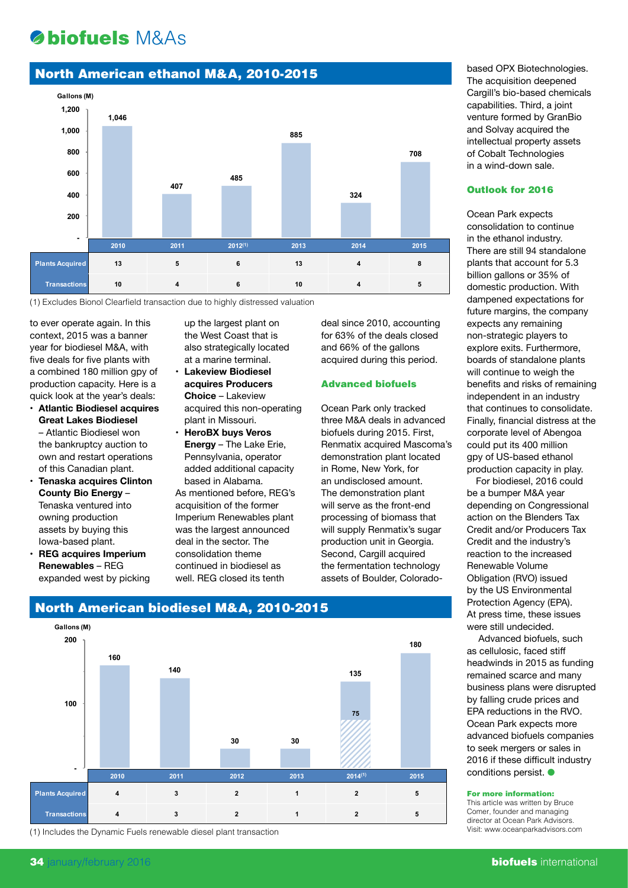# biofuels M&As

## North American ethanol M&A, 2010-2015

Gallons (M)

1,200
1,000
800
600
400
200
-

2010: 1,046
2011: 407
2012(1): 485
2013: 885
2014: 324
2015: 708

| | 2010 | 2011 | 2012(1) | 2013 | 2014 | 2015 |
|---|---|---|---|---|---|---|
| Plants Acquired | 13 | 5 | 6 | 13 | 4 | 8 |
| Transactions | 10 | 4 | 6 | 10 | 4 | 5 |

(1) Excludes Bionol Clearfield transaction due to highly distressed valuation

to ever operate again. In this context, 2015 was a banner year for biodiesel M&A, with five deals for five plants with a combined 180 million gpy of production capacity. Here is a quick look at the year's deals:

- **Atlantic Biodiesel acquires Great Lakes Biodiesel** – Atlantic Biodiesel won the bankruptcy auction to own and restart operations of this Canadian plant.
- **Tenaska acquires Clinton County Bio Energy** – Tenaska ventured into owning production assets by buying this Iowa-based plant.
- **REG acquires Imperium Renewables** – REG expanded west by picking up the largest plant on the West Coast that is also strategically located at a marine terminal.
- **Lakeview Biodiesel acquires Producers Choice** – Lakeview acquired this non-operating plant in Missouri.
- **HeroBX buys Veros Energy** – The Lake Erie, Pennsylvania, operator added additional capacity based in Alabama.

As mentioned before, REG's acquisition of the former Imperium Renewables plant was the largest announced deal in the sector. The consolidation theme continued in biodiesel as well. REG closed its tenth deal since 2010, accounting for 63% of the deals closed and 66% of the gallons acquired during this period.

### Advanced biofuels

Ocean Park only tracked three M&A deals in advanced biofuels during 2015. First, Renmatix acquired Mascoma's demonstration plant located in Rome, New York, for an undisclosed amount. The demonstration plant will serve as the front-end processing of biomass that will supply Renmatix's sugar production unit in Georgia. Second, Cargill acquired the fermentation technology assets of Boulder, Colorado-based OPX Biotechnologies. The acquisition deepened Cargill's bio-based chemicals capabilities. Third, a joint venture formed by GranBio and Solvay acquired the intellectual property assets of Cobalt Technologies in a wind-down sale.

### Outlook for 2016

Ocean Park expects consolidation to continue in the ethanol industry. There are still 94 standalone plants that account for 5.3 billion gallons or 35% of domestic production. With dampened expectations for future margins, the company expects any remaining non-strategic players to explore exits. Furthermore, boards of standalone plants will continue to weigh the benefits and risks of remaining independent in an industry that continues to consolidate. Finally, financial distress at the corporate level of Abengoa could put its 400 million gpy of US-based ethanol production capacity in play.

For biodiesel, 2016 could be a bumper M&A year depending on Congressional action on the Blenders Tax Credit and/or Producers Tax Credit and the industry's reaction to the increased Renewable Volume Obligation (RVO) issued by the US Environmental Protection Agency (EPA). At press time, these issues were still undecided.

Advanced biofuels, such as cellulosic, faced stiff headwinds in 2015 as funding remained scarce and many business plans were disrupted by falling crude prices and EPA reductions in the RVO. Ocean Park expects more advanced biofuels companies to seek mergers or sales in 2016 if these difficult industry conditions persist.

## North American biodiesel M&A, 2010-2015

Gallons (M)

200
100
-

2010: 160
2011: 140
2012: 30
2013: 30
2014(1): 135, 75
2015: 180

| | 2010 | 2011 | 2012 | 2013 | 2014(1) | 2015 |
|---|---|---|---|---|---|---|
| Plants Acquired | 4 | 3 | 2 | 1 | 2 | 5 |
| Transactions | 4 | 3 | 2 | 1 | 2 | 5 |

(1) Includes the Dynamic Fuels renewable diesel plant transaction

**For more information:**
This article was written by Bruce Comer, founder and managing director at Ocean Park Advisors. Visit: www.oceanparkadvisors.com